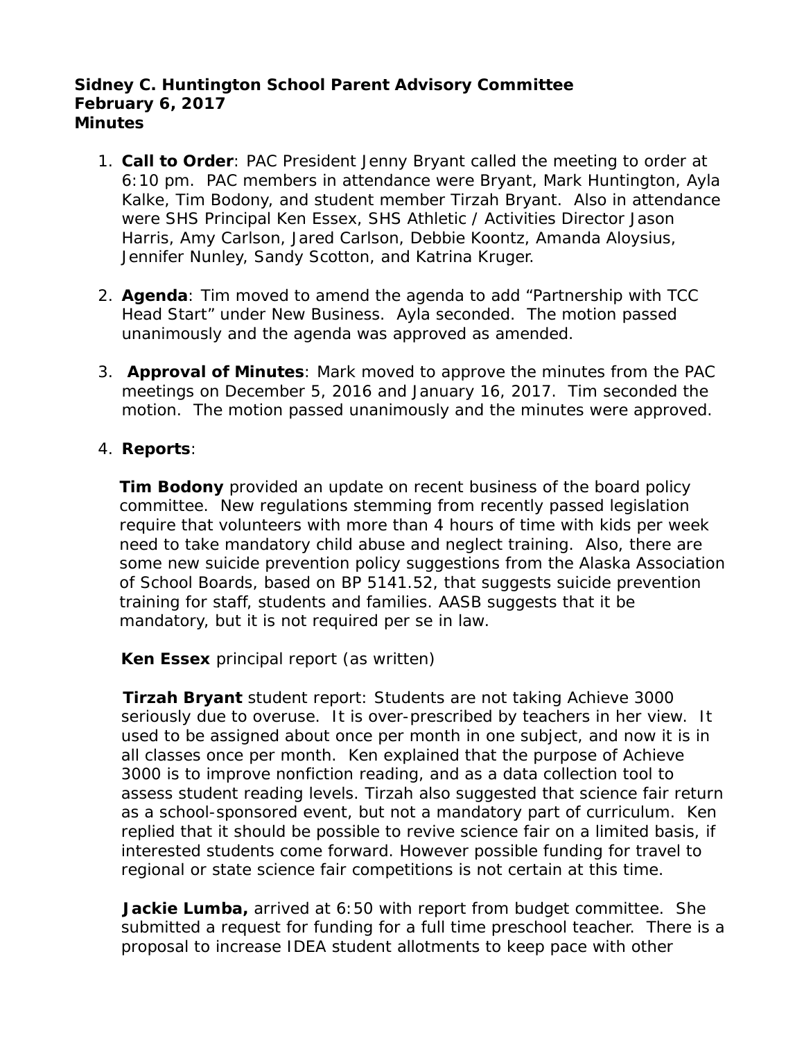**Sidney C. Huntington School Parent Advisory Committee**
**February 6, 2017**
**Minutes**

1. **Call to Order**: PAC President Jenny Bryant called the meeting to order at 6:10 pm. PAC members in attendance were Bryant, Mark Huntington, Ayla Kalke, Tim Bodony, and student member Tirzah Bryant. Also in attendance were SHS Principal Ken Essex, SHS Athletic / Activities Director Jason Harris, Amy Carlson, Jared Carlson, Debbie Koontz, Amanda Aloysius, Jennifer Nunley, Sandy Scotton, and Katrina Kruger.

2. **Agenda**: Tim moved to amend the agenda to add "Partnership with TCC Head Start" under New Business. Ayla seconded. The motion passed unanimously and the agenda was approved as amended.

3. **Approval of Minutes**: Mark moved to approve the minutes from the PAC meetings on December 5, 2016 and January 16, 2017. Tim seconded the motion. The motion passed unanimously and the minutes were approved.

4. **Reports**:

   **Tim Bodony** provided an update on recent business of the board policy committee. New regulations stemming from recently passed legislation require that volunteers with more than 4 hours of time with kids per week need to take mandatory child abuse and neglect training. Also, there are some new suicide prevention policy suggestions from the Alaska Association of School Boards, based on BP 5141.52, that suggests suicide prevention training for staff, students and families. AASB suggests that it be mandatory, but it is not required per se in law.

   **Ken Essex** principal report (as written)

   **Tirzah Bryant** student report: Students are not taking Achieve 3000 seriously due to overuse. It is over-prescribed by teachers in her view. It used to be assigned about once per month in one subject, and now it is in all classes once per month. Ken explained that the purpose of Achieve 3000 is to improve nonfiction reading, and as a data collection tool to assess student reading levels. Tirzah also suggested that science fair return as a school-sponsored event, but not a mandatory part of curriculum. Ken replied that it should be possible to revive science fair on a limited basis, if interested students come forward. However possible funding for travel to regional or state science fair competitions is not certain at this time.

   **Jackie Lumba,** arrived at 6:50 with report from budget committee. She submitted a request for funding for a full time preschool teacher. There is a proposal to increase IDEA student allotments to keep pace with other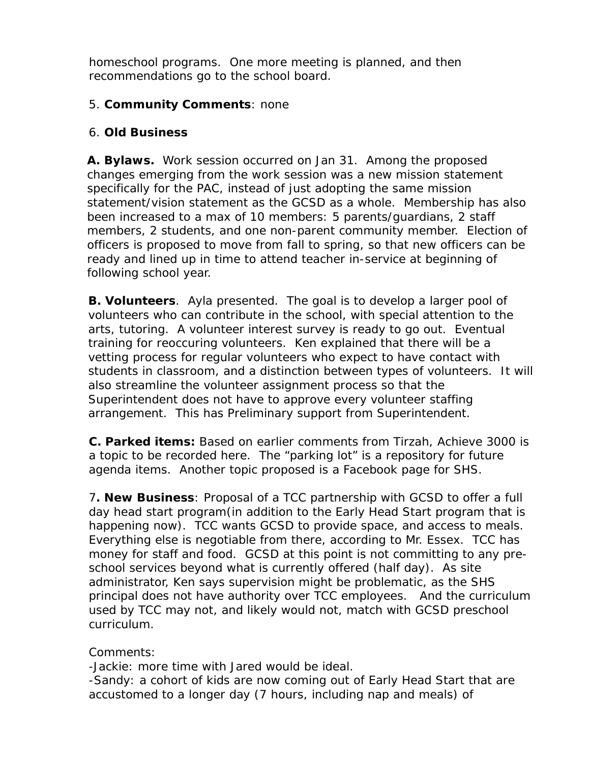homeschool programs.  One more meeting is planned, and then recommendations go to the school board.

5. **Community Comments**: none

6. **Old Business**

**A. Bylaws.** Work session occurred on Jan 31.  Among the proposed changes emerging from the work session was a new mission statement specifically for the PAC, instead of just adopting the same mission statement/vision statement as the GCSD as a whole.  Membership has also been increased to a max of 10 members: 5 parents/guardians, 2 staff members, 2 students, and one non-parent community member.  Election of officers is proposed to move from fall to spring, so that new officers can be ready and lined up in time to attend teacher in-service at beginning of following school year.

**B. Volunteers**.  Ayla presented.  The goal is to develop a larger pool of volunteers who can contribute in the school, with special attention to the arts, tutoring.  A volunteer interest survey is ready to go out.  Eventual training for reoccuring volunteers.  Ken explained that there will be a vetting process for regular volunteers who expect to have contact with students in classroom, and a distinction between types of volunteers.  It will also streamline the volunteer assignment process so that the Superintendent does not have to approve every volunteer staffing arrangement.  This has Preliminary support from Superintendent.

**C. Parked items:** Based on earlier comments from Tirzah, Achieve 3000 is a topic to be recorded here.  The "parking lot" is a repository for future agenda items.  Another topic proposed is a Facebook page for SHS.

7**. New Business**: Proposal of a TCC partnership with GCSD to offer a full day head start program(in addition to the Early Head Start program that is happening now).  TCC wants GCSD to provide space, and access to meals. Everything else is negotiable from there, according to Mr. Essex.  TCC has money for staff and food.  GCSD at this point is not committing to any pre-school services beyond what is currently offered (half day).  As site administrator, Ken says supervision might be problematic, as the SHS principal does not have authority over TCC employees.   And the curriculum used by TCC may not, and likely would not, match with GCSD preschool curriculum.

Comments:
-Jackie: more time with Jared would be ideal.
-Sandy: a cohort of kids are now coming out of Early Head Start that are accustomed to a longer day (7 hours, including nap and meals) of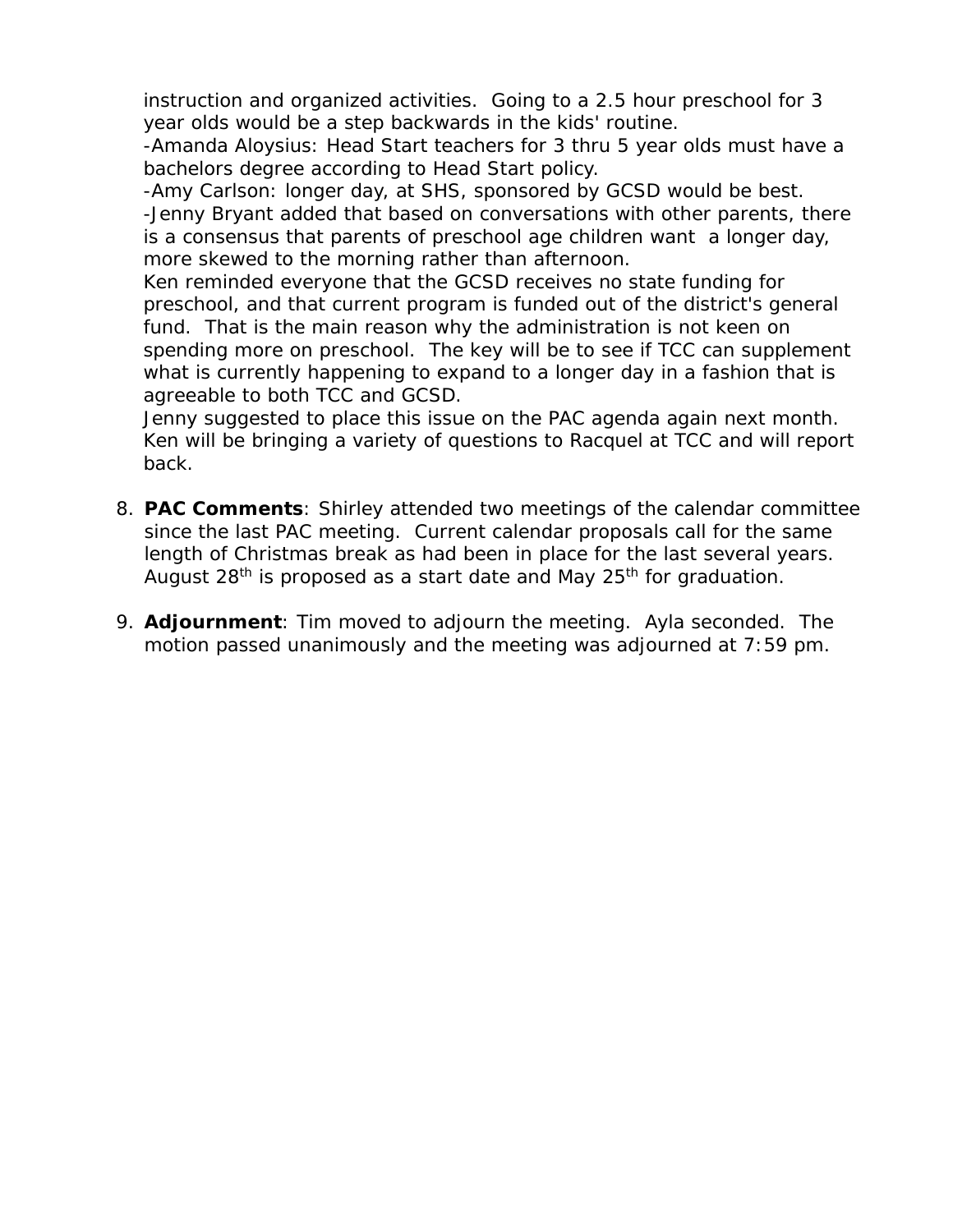instruction and organized activities. Going to a 2.5 hour preschool for 3 year olds would be a step backwards in the kids' routine.
-Amanda Aloysius: Head Start teachers for 3 thru 5 year olds must have a bachelors degree according to Head Start policy.
-Amy Carlson: longer day, at SHS, sponsored by GCSD would be best.
-Jenny Bryant added that based on conversations with other parents, there is a consensus that parents of preschool age children want a longer day, more skewed to the morning rather than afternoon.
Ken reminded everyone that the GCSD receives no state funding for preschool, and that current program is funded out of the district's general fund. That is the main reason why the administration is not keen on spending more on preschool. The key will be to see if TCC can supplement what is currently happening to expand to a longer day in a fashion that is agreeable to both TCC and GCSD.
Jenny suggested to place this issue on the PAC agenda again next month. Ken will be bringing a variety of questions to Racquel at TCC and will report back.

8. **PAC Comments**: Shirley attended two meetings of the calendar committee since the last PAC meeting. Current calendar proposals call for the same length of Christmas break as had been in place for the last several years. August 28th is proposed as a start date and May 25th for graduation.

9. **Adjournment**: Tim moved to adjourn the meeting. Ayla seconded. The motion passed unanimously and the meeting was adjourned at 7:59 pm.